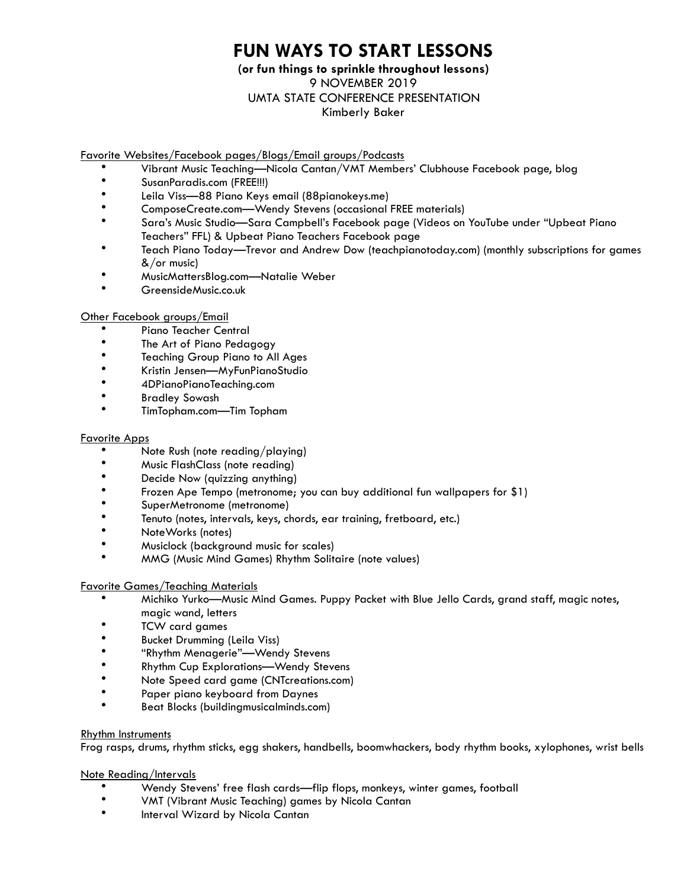# FUN WAYS TO START LESSONS

**(or fun things to sprinkle throughout lessons)**

9 NOVEMBER 2019

UMTA STATE CONFERENCE PRESENTATION

Kimberly Baker

<u>Favorite Websites/Facebook pages/Blogs/Email groups/Podcasts</u>

- Vibrant Music Teaching—Nicola Cantan/VMT Members' Clubhouse Facebook page, blog
- SusanParadis.com (FREE!!!)
- Leila Viss—88 Piano Keys email (88pianokeys.me)
- ComposeCreate.com—Wendy Stevens (occasional FREE materials)
- Sara's Music Studio—Sara Campbell's Facebook page (Videos on YouTube under "Upbeat Piano Teachers" FFL) & Upbeat Piano Teachers Facebook page
- Teach Piano Today—Trevor and Andrew Dow (teachpianotoday.com) (monthly subscriptions for games &/or music)
- MusicMattersBlog.com—Natalie Weber
- GreensideMusic.co.uk

<u>Other Facebook groups/Email</u>

- Piano Teacher Central
- The Art of Piano Pedagogy
- Teaching Group Piano to All Ages
- Kristin Jensen—MyFunPianoStudio
- 4DPianoPianoTeaching.com
- Bradley Sowash
- TimTopham.com—Tim Topham

<u>Favorite Apps</u>

- Note Rush (note reading/playing)
- Music FlashClass (note reading)
- Decide Now (quizzing anything)
- Frozen Ape Tempo (metronome; you can buy additional fun wallpapers for $1)
- SuperMetronome (metronome)
- Tenuto (notes, intervals, keys, chords, ear training, fretboard, etc.)
- NoteWorks (notes)
- Musiclock (background music for scales)
- MMG (Music Mind Games) Rhythm Solitaire (note values)

<u>Favorite Games/Teaching Materials</u>

- Michiko Yurko—Music Mind Games. Puppy Packet with Blue Jello Cards, grand staff, magic notes, magic wand, letters
- TCW card games
- Bucket Drumming (Leila Viss)
- "Rhythm Menagerie"—Wendy Stevens
- Rhythm Cup Explorations—Wendy Stevens
- Note Speed card game (CNTcreations.com)
- Paper piano keyboard from Daynes
- Beat Blocks (buildingmusicalminds.com)

<u>Rhythm Instruments</u>

Frog rasps, drums, rhythm sticks, egg shakers, handbells, boomwhackers, body rhythm books, xylophones, wrist bells

<u>Note Reading/Intervals</u>

- Wendy Stevens' free flash cards—flip flops, monkeys, winter games, football
- VMT (Vibrant Music Teaching) games by Nicola Cantan
- Interval Wizard by Nicola Cantan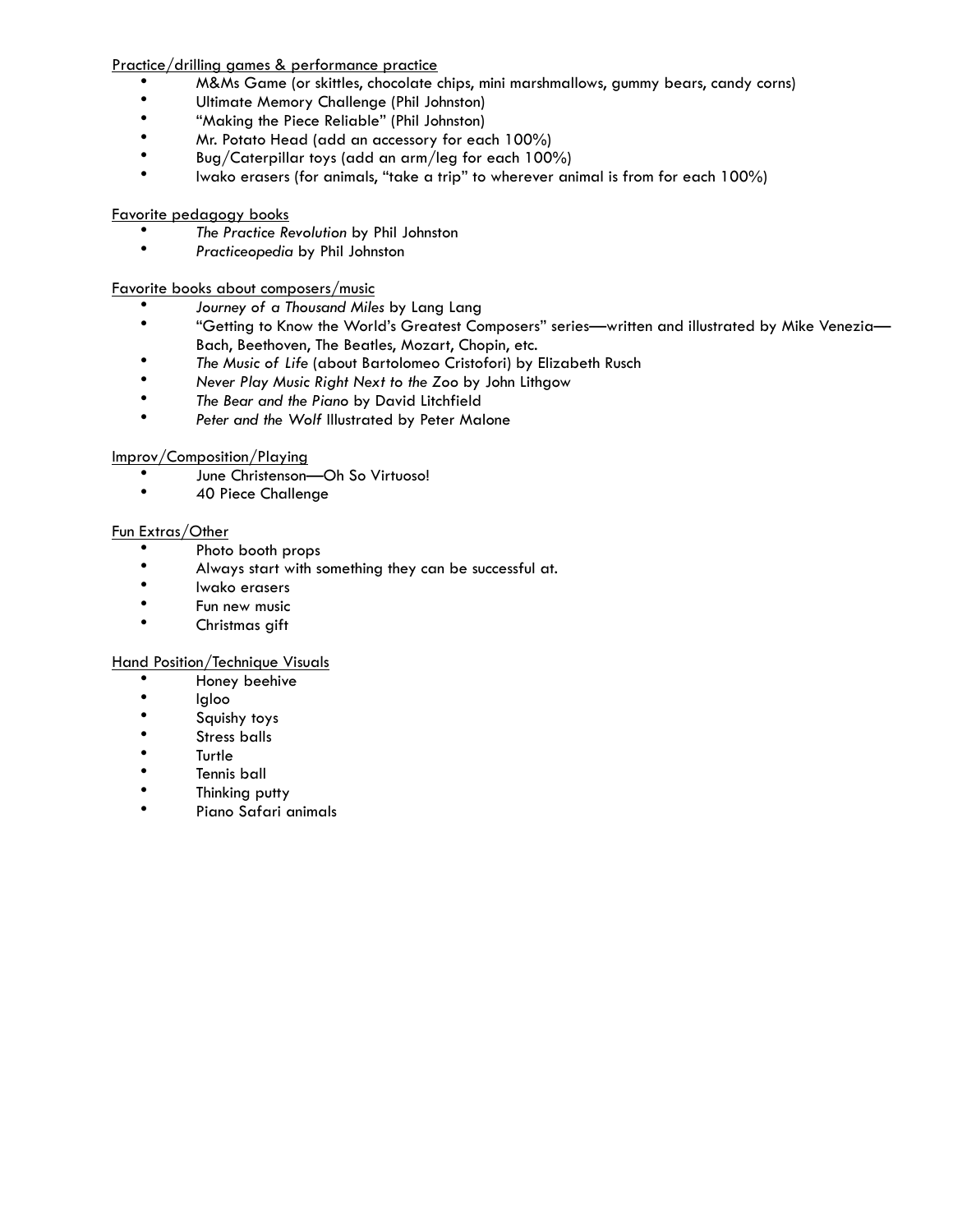<u>Practice/drilling games & performance practice</u>

- M&Ms Game (or skittles, chocolate chips, mini marshmallows, gummy bears, candy corns)
- Ultimate Memory Challenge (Phil Johnston)
- "Making the Piece Reliable" (Phil Johnston)
- Mr. Potato Head (add an accessory for each 100%)
- Bug/Caterpillar toys (add an arm/leg for each 100%)
- Iwako erasers (for animals, "take a trip" to wherever animal is from for each 100%)

<u>Favorite pedagogy books</u>

- *The Practice Revolution* by Phil Johnston
- *Practiceopedia* by Phil Johnston

<u>Favorite books about composers/music</u>

- *Journey of a Thousand Miles* by Lang Lang
- "Getting to Know the World's Greatest Composers" series—written and illustrated by Mike Venezia—Bach, Beethoven, The Beatles, Mozart, Chopin, etc.
- *The Music of Life* (about Bartolomeo Cristofori) by Elizabeth Rusch
- *Never Play Music Right Next to the Zoo* by John Lithgow
- *The Bear and the Piano* by David Litchfield
- *Peter and the Wolf* Illustrated by Peter Malone

<u>Improv/Composition/Playing</u>

- June Christenson—Oh So Virtuoso!
- 40 Piece Challenge

<u>Fun Extras/Other</u>

- Photo booth props
- Always start with something they can be successful at.
- Iwako erasers
- Fun new music
- Christmas gift

<u>Hand Position/Technique Visuals</u>

- Honey beehive
- Igloo
- Squishy toys
- Stress balls
- Turtle
- Tennis ball
- Thinking putty
- Piano Safari animals